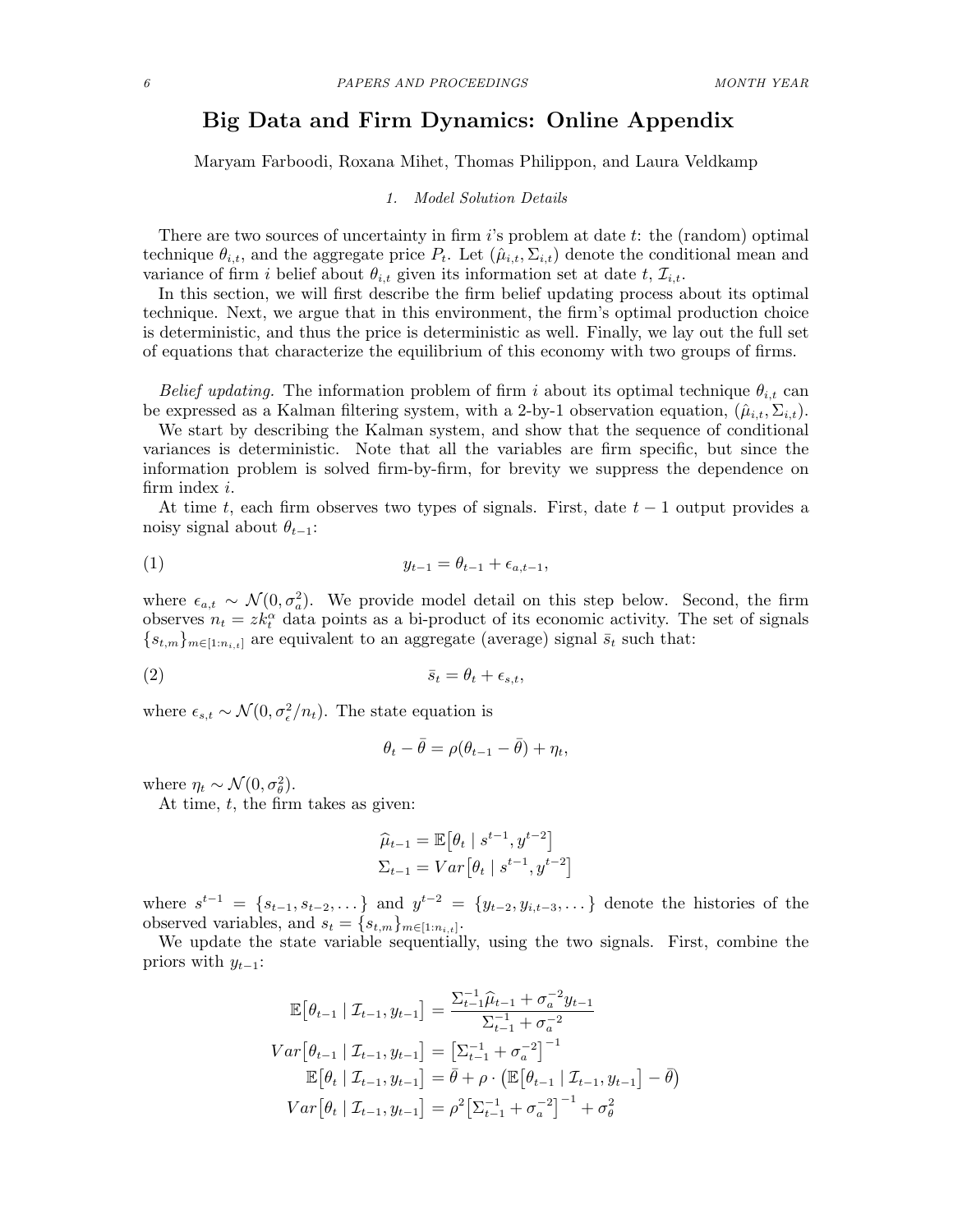# Big Data and Firm Dynamics: Online Appendix

Maryam Farboodi, Roxana Mihet, Thomas Philippon, and Laura Veldkamp

## 1. Model Solution Details

There are two sources of uncertainty in firm $i$'s problem at date $t$: the (random) optimal technique $\theta_{i,t}$, and the aggregate price $P_t$. Let $(\hat{\mu}_{i,t}, \Sigma_{i,t})$ denote the conditional mean and variance of firm $i$ belief about $\theta_{i,t}$ given its information set at date $t$, $\mathcal{I}_{i,t}$.

In this section, we will first describe the firm belief updating process about its optimal technique. Next, we argue that in this environment, the firm's optimal production choice is deterministic, and thus the price is deterministic as well. Finally, we lay out the full set of equations that characterize the equilibrium of this economy with two groups of firms.

*Belief updating.* The information problem of firm $i$ about its optimal technique $\theta_{i,t}$ can be expressed as a Kalman filtering system, with a 2-by-1 observation equation, $(\hat{\mu}_{i,t}, \Sigma_{i,t})$.

We start by describing the Kalman system, and show that the sequence of conditional variances is deterministic. Note that all the variables are firm specific, but since the information problem is solved firm-by-firm, for brevity we suppress the dependence on firm index $i$.

At time $t$, each firm observes two types of signals. First, date $t-1$ output provides a noisy signal about $\theta_{t-1}$:

$$y_{t-1} = \theta_{t-1} + \epsilon_{a,t-1}, \tag{1}$$

where $\epsilon_{a,t} \sim \mathcal{N}(0, \sigma_a^2)$. We provide model detail on this step below. Second, the firm observes $n_t = zk_t^{\alpha}$ data points as a bi-product of its economic activity. The set of signals $\{s_{t,m}\}_{m\in[1:n_{i,t}]}$ are equivalent to an aggregate (average) signal $\bar{s}_t$ such that:

$$\bar{s}_t = \theta_t + \epsilon_{s,t}, \tag{2}$$

where $\epsilon_{s,t} \sim \mathcal{N}(0, \sigma_\epsilon^2/n_t)$. The state equation is

$$\theta_t - \bar{\theta} = \rho(\theta_{t-1} - \bar{\theta}) + \eta_t,$$

where $\eta_t \sim \mathcal{N}(0, \sigma_\theta^2)$.

At time, $t$, the firm takes as given:

$$\widehat{\mu}_{t-1} = \mathbb{E}\big[\theta_t \mid s^{t-1}, y^{t-2}\big]$$
$$\Sigma_{t-1} = Var\big[\theta_t \mid s^{t-1}, y^{t-2}\big]$$

where $s^{t-1} = \{s_{t-1}, s_{t-2}, \dots\}$ and $y^{t-2} = \{y_{t-2}, y_{i,t-3}, \dots\}$ denote the histories of the observed variables, and $s_t = \{s_{t,m}\}_{m\in[1:n_{i,t}]}$.

We update the state variable sequentially, using the two signals. First, combine the priors with $y_{t-1}$:

$$\mathbb{E}\big[\theta_{t-1} \mid \mathcal{I}_{t-1}, y_{t-1}\big] = \frac{\Sigma_{t-1}^{-1}\widehat{\mu}_{t-1} + \sigma_a^{-2}y_{t-1}}{\Sigma_{t-1}^{-1} + \sigma_a^{-2}}$$

$$Var\big[\theta_{t-1} \mid \mathcal{I}_{t-1}, y_{t-1}\big] = \big[\Sigma_{t-1}^{-1} + \sigma_a^{-2}\big]^{-1}$$

$$\mathbb{E}\big[\theta_t \mid \mathcal{I}_{t-1}, y_{t-1}\big] = \bar{\theta} + \rho \cdot \big(\mathbb{E}\big[\theta_{t-1} \mid \mathcal{I}_{t-1}, y_{t-1}\big] - \bar{\theta}\big)$$

$$Var\big[\theta_t \mid \mathcal{I}_{t-1}, y_{t-1}\big] = \rho^2\big[\Sigma_{t-1}^{-1} + \sigma_a^{-2}\big]^{-1} + \sigma_\theta^2$$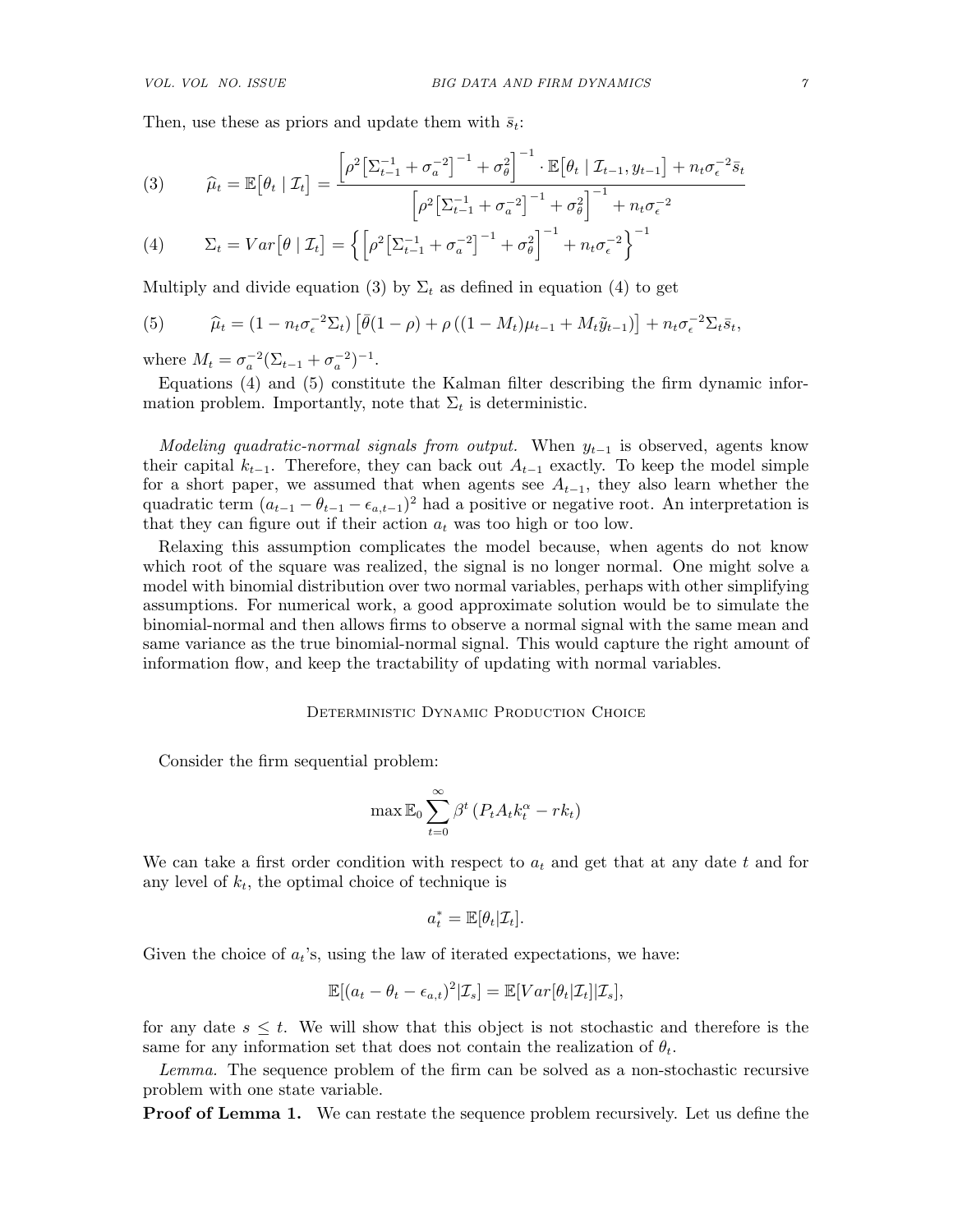Then, use these as priors and update them with $\bar{s}_t$:

$$\widehat{\mu}_t = \mathbb{E}\big[\theta_t \mid \mathcal{I}_t\big] = \frac{\Big[\rho^2\big[\Sigma_{t-1}^{-1} + \sigma_a^{-2}\big]^{-1} + \sigma_\theta^2\Big]^{-1} \cdot \mathbb{E}\big[\theta_t \mid \mathcal{I}_{t-1}, y_{t-1}\big] + n_t\sigma_\epsilon^{-2}\bar{s}_t}{\Big[\rho^2\big[\Sigma_{t-1}^{-1} + \sigma_a^{-2}\big]^{-1} + \sigma_\theta^2\Big]^{-1} + n_t\sigma_\epsilon^{-2}} \tag{3}$$

$$\Sigma_t = Var\big[\theta \mid \mathcal{I}_t\big] = \Big\{\Big[\rho^2\big[\Sigma_{t-1}^{-1} + \sigma_a^{-2}\big]^{-1} + \sigma_\theta^2\Big]^{-1} + n_t\sigma_\epsilon^{-2}\Big\}^{-1} \tag{4}$$

Multiply and divide equation (3) by $\Sigma_t$ as defined in equation (4) to get

$$\widehat{\mu}_t = (1 - n_t\sigma_\epsilon^{-2}\Sigma_t)\left[\bar{\theta}(1-\rho) + \rho\left((1-M_t)\mu_{t-1} + M_t\tilde{y}_{t-1}\right)\right] + n_t\sigma_\epsilon^{-2}\Sigma_t\bar{s}_t, \tag{5}$$

where $M_t = \sigma_a^{-2}(\Sigma_{t-1} + \sigma_a^{-2})^{-1}$.

Equations (4) and (5) constitute the Kalman filter describing the firm dynamic information problem. Importantly, note that $\Sigma_t$ is deterministic.

*Modeling quadratic-normal signals from output.* When $y_{t-1}$ is observed, agents know their capital $k_{t-1}$. Therefore, they can back out $A_{t-1}$ exactly. To keep the model simple for a short paper, we assumed that when agents see $A_{t-1}$, they also learn whether the quadratic term $(a_{t-1} - \theta_{t-1} - \epsilon_{a,t-1})^2$ had a positive or negative root. An interpretation is that they can figure out if their action $a_t$ was too high or too low.

Relaxing this assumption complicates the model because, when agents do not know which root of the square was realized, the signal is no longer normal. One might solve a model with binomial distribution over two normal variables, perhaps with other simplifying assumptions. For numerical work, a good approximate solution would be to simulate the binomial-normal and then allows firms to observe a normal signal with the same mean and same variance as the true binomial-normal signal. This would capture the right amount of information flow, and keep the tractability of updating with normal variables.

## Deterministic Dynamic Production Choice

Consider the firm sequential problem:

$$\max \mathbb{E}_0 \sum_{t=0}^{\infty} \beta^t \left(P_t A_t k_t^\alpha - r k_t\right)$$

We can take a first order condition with respect to $a_t$ and get that at any date $t$ and for any level of $k_t$, the optimal choice of technique is

$$a_t^* = \mathbb{E}[\theta_t | \mathcal{I}_t].$$

Given the choice of $a_t$'s, using the law of iterated expectations, we have:

$$\mathbb{E}[(a_t - \theta_t - \epsilon_{a,t})^2 | \mathcal{I}_s] = \mathbb{E}[Var[\theta_t | \mathcal{I}_t] | \mathcal{I}_s],$$

for any date $s \le t$. We will show that this object is not stochastic and therefore is the same for any information set that does not contain the realization of $\theta_t$.

*Lemma.* The sequence problem of the firm can be solved as a non-stochastic recursive problem with one state variable.

**Proof of Lemma 1.** We can restate the sequence problem recursively. Let us define the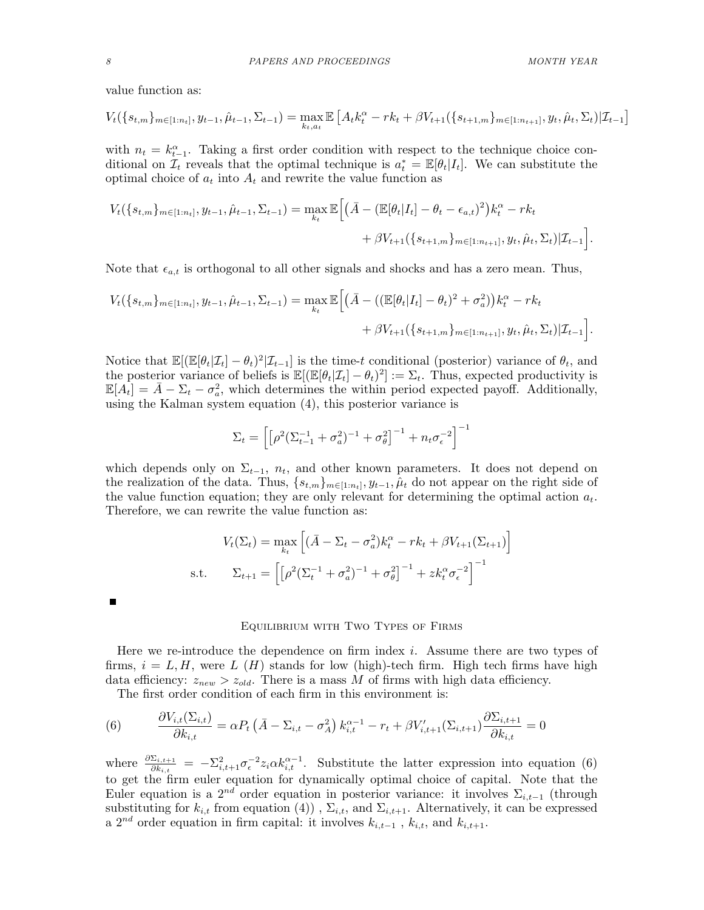value function as:

$$V_t(\{s_{t,m}\}_{m\in[1:n_t]}, y_{t-1}, \hat{\mu}_{t-1}, \Sigma_{t-1}) = \max_{k_t, a_t} \mathbb{E}\left[A_t k_t^\alpha - rk_t + \beta V_{t+1}(\{s_{t+1,m}\}_{m\in[1:n_{t+1}]}, y_t, \hat{\mu}_t, \Sigma_t)|\mathcal{I}_{t-1}\right]$$

with $n_t = k_{t-1}^\alpha$. Taking a first order condition with respect to the technique choice conditional on $\mathcal{I}_t$ reveals that the optimal technique is $a_t^* = \mathbb{E}[\theta_t|I_t]$. We can substitute the optimal choice of $a_t$ into $A_t$ and rewrite the value function as

$$V_t(\{s_{t,m}\}_{m\in[1:n_t]}, y_{t-1}, \hat{\mu}_{t-1}, \Sigma_{t-1}) = \max_{k_t} \mathbb{E}\Big[\big(\bar{A} - (\mathbb{E}[\theta_t|I_t] - \theta_t - \epsilon_{a,t})^2\big)k_t^\alpha - rk_t + \beta V_{t+1}(\{s_{t+1,m}\}_{m\in[1:n_{t+1}]}, y_t, \hat{\mu}_t, \Sigma_t)|\mathcal{I}_{t-1}\Big].$$

Note that $\epsilon_{a,t}$ is orthogonal to all other signals and shocks and has a zero mean. Thus,

$$V_t(\{s_{t,m}\}_{m\in[1:n_t]}, y_{t-1}, \hat{\mu}_{t-1}, \Sigma_{t-1}) = \max_{k_t} \mathbb{E}\Big[\big(\bar{A} - ((\mathbb{E}[\theta_t|I_t] - \theta_t)^2 + \sigma_a^2)\big)k_t^\alpha - rk_t + \beta V_{t+1}(\{s_{t+1,m}\}_{m\in[1:n_{t+1}]}, y_t, \hat{\mu}_t, \Sigma_t)|\mathcal{I}_{t-1}\Big].$$

Notice that $\mathbb{E}[(\mathbb{E}[\theta_t|\mathcal{I}_t] - \theta_t)^2|\mathcal{I}_{t-1}]$ is the time-$t$ conditional (posterior) variance of $\theta_t$, and the posterior variance of beliefs is $\mathbb{E}[(\mathbb{E}[\theta_t|\mathcal{I}_t] - \theta_t)^2] := \Sigma_t$. Thus, expected productivity is $\mathbb{E}[A_t] = \bar{A} - \Sigma_t - \sigma_a^2$, which determines the within period expected payoff. Additionally, using the Kalman system equation (4), this posterior variance is

$$\Sigma_t = \left[\left[\rho^2(\Sigma_{t-1}^{-1} + \sigma_a^2)^{-1} + \sigma_\theta^2\right]^{-1} + n_t\sigma_\epsilon^{-2}\right]^{-1}$$

which depends only on $\Sigma_{t-1}$, $n_t$, and other known parameters. It does not depend on the realization of the data. Thus, $\{s_{t,m}\}_{m\in[1:n_t]}, y_{t-1}, \hat{\mu}_t$ do not appear on the right side of the value function equation; they are only relevant for determining the optimal action $a_t$. Therefore, we can rewrite the value function as:

$$V_t(\Sigma_t) = \max_{k_t}\left[(\bar{A} - \Sigma_t - \sigma_a^2)k_t^\alpha - rk_t + \beta V_{t+1}(\Sigma_{t+1})\right]$$

$$\text{s.t.} \qquad \Sigma_{t+1} = \left[\left[\rho^2(\Sigma_t^{-1} + \sigma_a^2)^{-1} + \sigma_\theta^2\right]^{-1} + zk_t^\alpha\sigma_\epsilon^{-2}\right]^{-1}$$

■

## Equilibrium with Two Types of Firms

Here we re-introduce the dependence on firm index $i$. Assume there are two types of firms, $i = L, H$, were $L$ ($H$) stands for low (high)-tech firm. High tech firms have high data efficiency: $z_{new} > z_{old}$. There is a mass $M$ of firms with high data efficiency.

The first order condition of each firm in this environment is:

$$\frac{\partial V_{i,t}(\Sigma_{i,t})}{\partial k_{i,t}} = \alpha P_t\left(\bar{A} - \Sigma_{i,t} - \sigma_A^2\right)k_{i,t}^{\alpha-1} - r_t + \beta V'_{i,t+1}(\Sigma_{i,t+1})\frac{\partial \Sigma_{i,t+1}}{\partial k_{i,t}} = 0 \tag{6}$$

where $\frac{\partial \Sigma_{i,t+1}}{\partial k_{i,t}} = -\Sigma_{i,t+1}^2\sigma_\epsilon^{-2}z_i\alpha k_{i,t}^{\alpha-1}$. Substitute the latter expression into equation (6) to get the firm euler equation for dynamically optimal choice of capital. Note that the Euler equation is a $2^{nd}$ order equation in posterior variance: it involves $\Sigma_{i,t-1}$ (through substituting for $k_{i,t}$ from equation (4)) , $\Sigma_{i,t}$, and $\Sigma_{i,t+1}$. Alternatively, it can be expressed a $2^{nd}$ order equation in firm capital: it involves $k_{i,t-1}$ , $k_{i,t}$, and $k_{i,t+1}$.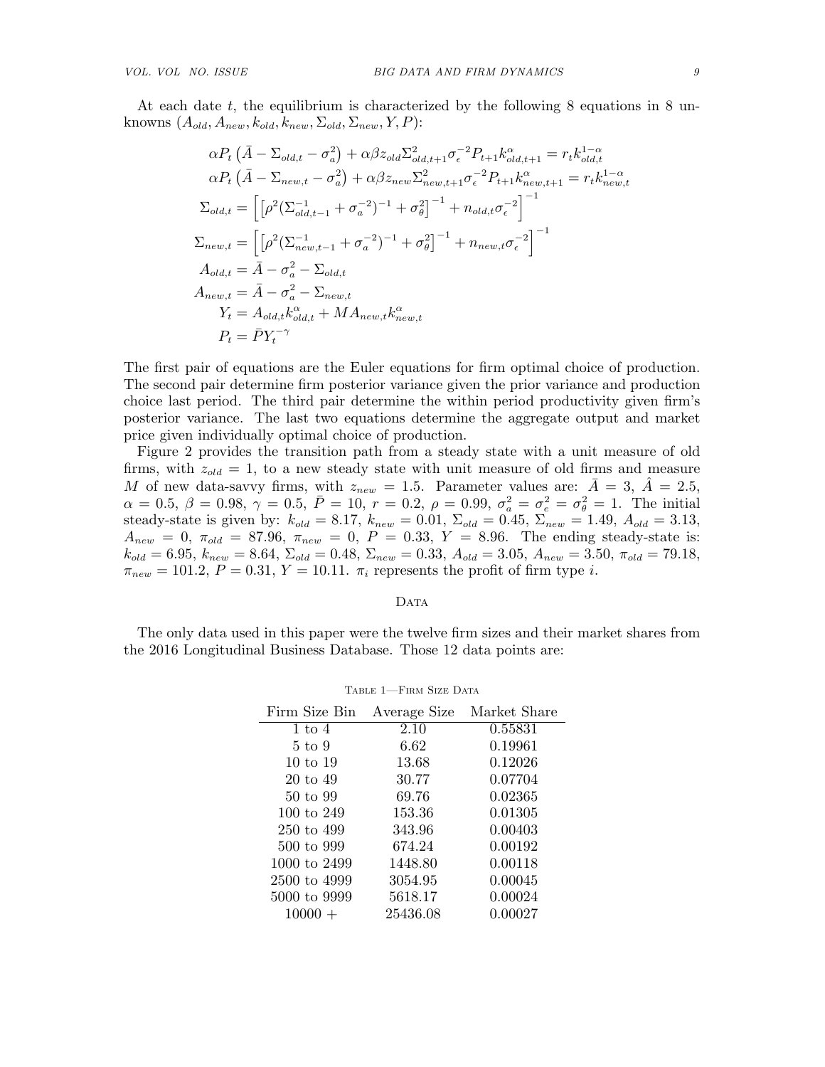At each date $t$, the equilibrium is characterized by the following 8 equations in 8 unknowns $(A_{old}, A_{new}, k_{old}, k_{new}, \Sigma_{old}, \Sigma_{new}, Y, P)$:

$$\alpha P_t \left(\bar{A} - \Sigma_{old,t} - \sigma_a^2\right) + \alpha\beta z_{old}\Sigma_{old,t+1}^2 \sigma_\epsilon^{-2} P_{t+1} k_{old,t+1}^{\alpha} = r_t k_{old,t}^{1-\alpha}$$

$$\alpha P_t \left(\bar{A} - \Sigma_{new,t} - \sigma_a^2\right) + \alpha\beta z_{new}\Sigma_{new,t+1}^2 \sigma_\epsilon^{-2} P_{t+1} k_{new,t+1}^{\alpha} = r_t k_{new,t}^{1-\alpha}$$

$$\Sigma_{old,t} = \left[\left[\rho^2(\Sigma_{old,t-1}^{-1} + \sigma_a^{-2})^{-1} + \sigma_\theta^2\right]^{-1} + n_{old,t}\sigma_\epsilon^{-2}\right]^{-1}$$

$$\Sigma_{new,t} = \left[\left[\rho^2(\Sigma_{new,t-1}^{-1} + \sigma_a^{-2})^{-1} + \sigma_\theta^2\right]^{-1} + n_{new,t}\sigma_\epsilon^{-2}\right]^{-1}$$

$$A_{old,t} = \bar{A} - \sigma_a^2 - \Sigma_{old,t}$$

$$A_{new,t} = \bar{A} - \sigma_a^2 - \Sigma_{new,t}$$

$$Y_t = A_{old,t} k_{old,t}^{\alpha} + M A_{new,t} k_{new,t}^{\alpha}$$

$$P_t = \bar{P} Y_t^{-\gamma}$$

The first pair of equations are the Euler equations for firm optimal choice of production. The second pair determine firm posterior variance given the prior variance and production choice last period. The third pair determine the within period productivity given firm's posterior variance. The last two equations determine the aggregate output and market price given individually optimal choice of production.

Figure 2 provides the transition path from a steady state with a unit measure of old firms, with $z_{old} = 1$, to a new steady state with unit measure of old firms and measure $M$ of new data-savvy firms, with $z_{new} = 1.5$. Parameter values are: $\bar{A} = 3$, $\hat{A} = 2.5$, $\alpha = 0.5$, $\beta = 0.98$, $\gamma = 0.5$, $\bar{P} = 10$, $r = 0.2$, $\rho = 0.99$, $\sigma_a^2 = \sigma_\epsilon^2 = \sigma_\theta^2 = 1$. The initial steady-state is given by: $k_{old} = 8.17$, $k_{new} = 0.01$, $\Sigma_{old} = 0.45$, $\Sigma_{new} = 1.49$, $A_{old} = 3.13$, $A_{new} = 0$, $\pi_{old} = 87.96$, $\pi_{new} = 0$, $P = 0.33$, $Y = 8.96$. The ending steady-state is: $k_{old} = 6.95$, $k_{new} = 8.64$, $\Sigma_{old} = 0.48$, $\Sigma_{new} = 0.33$, $A_{old} = 3.05$, $A_{new} = 3.50$, $\pi_{old} = 79.18$, $\pi_{new} = 101.2$, $P = 0.31$, $Y = 10.11$. $\pi_i$ represents the profit of firm type $i$.

## Data

The only data used in this paper were the twelve firm sizes and their market shares from the 2016 Longitudinal Business Database. Those 12 data points are:

Table 1—Firm Size Data

| Firm Size Bin | Average Size | Market Share |
|---|---|---|
| 1 to 4 | 2.10 | 0.55831 |
| 5 to 9 | 6.62 | 0.19961 |
| 10 to 19 | 13.68 | 0.12026 |
| 20 to 49 | 30.77 | 0.07704 |
| 50 to 99 | 69.76 | 0.02365 |
| 100 to 249 | 153.36 | 0.01305 |
| 250 to 499 | 343.96 | 0.00403 |
| 500 to 999 | 674.24 | 0.00192 |
| 1000 to 2499 | 1448.80 | 0.00118 |
| 2500 to 4999 | 3054.95 | 0.00045 |
| 5000 to 9999 | 5618.17 | 0.00024 |
| 10000 + | 25436.08 | 0.00027 |